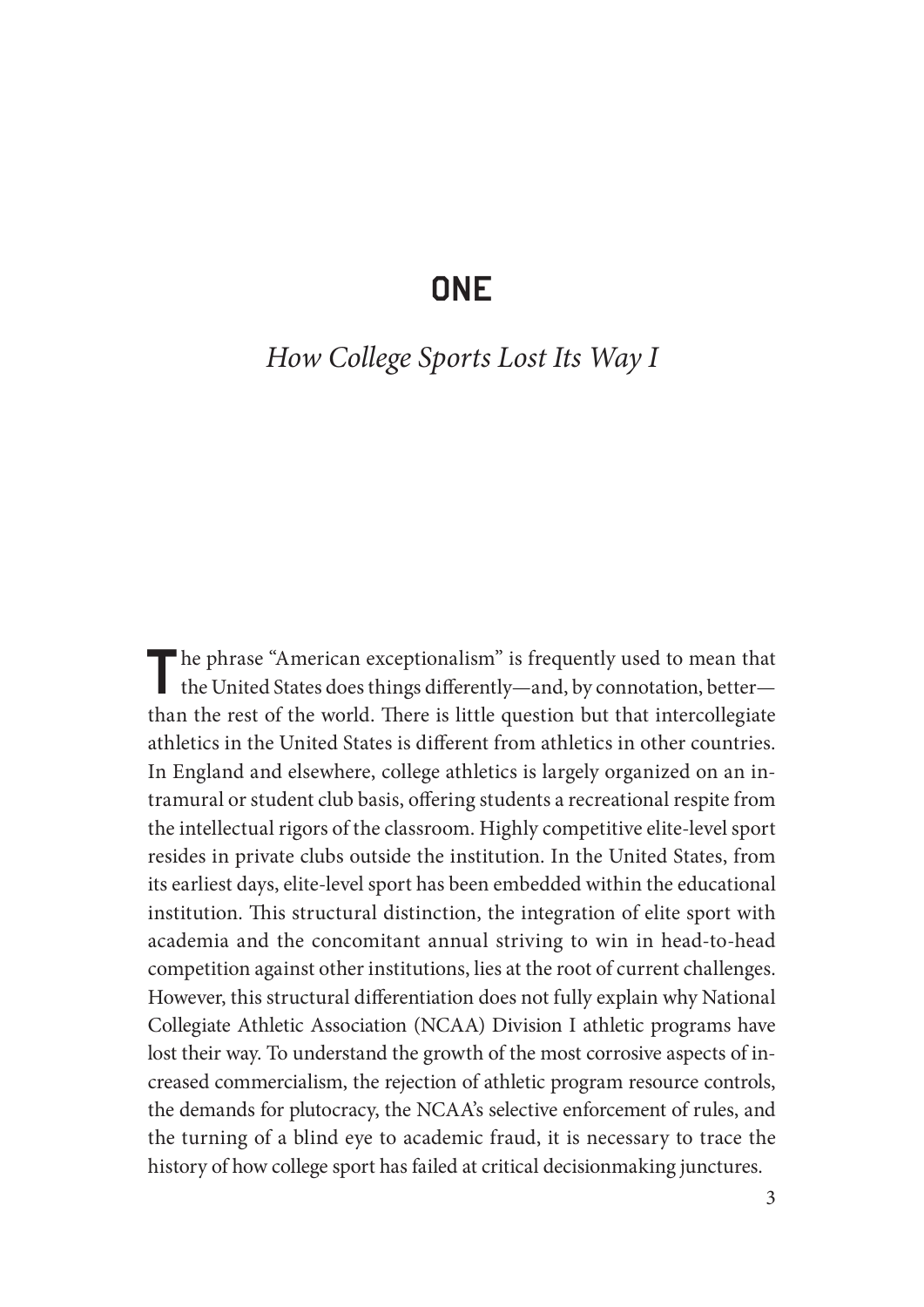# ONE

## *How College Sports Lost Its Way I*

The phrase "American exceptionalism" is frequently used to mean that the United States does things differently—and, by connotation, better—than the rest of the world. There is little question but that intercollegiate athletics in the United States is different from athletics in other countries. In England and elsewhere, college athletics is largely organized on an intramural or student club basis, offering students a recreational respite from the intellectual rigors of the classroom. Highly competitive elite-level sport resides in private clubs outside the institution. In the United States, from its earliest days, elite-level sport has been embedded within the educational institution. This structural distinction, the integration of elite sport with academia and the concomitant annual striving to win in head-to-head competition against other institutions, lies at the root of current challenges. However, this structural differentiation does not fully explain why National Collegiate Athletic Association (NCAA) Division I athletic programs have lost their way. To understand the growth of the most corrosive aspects of increased commercialism, the rejection of athletic program resource controls, the demands for plutocracy, the NCAA's selective enforcement of rules, and the turning of a blind eye to academic fraud, it is necessary to trace the history of how college sport has failed at critical decisionmaking junctures.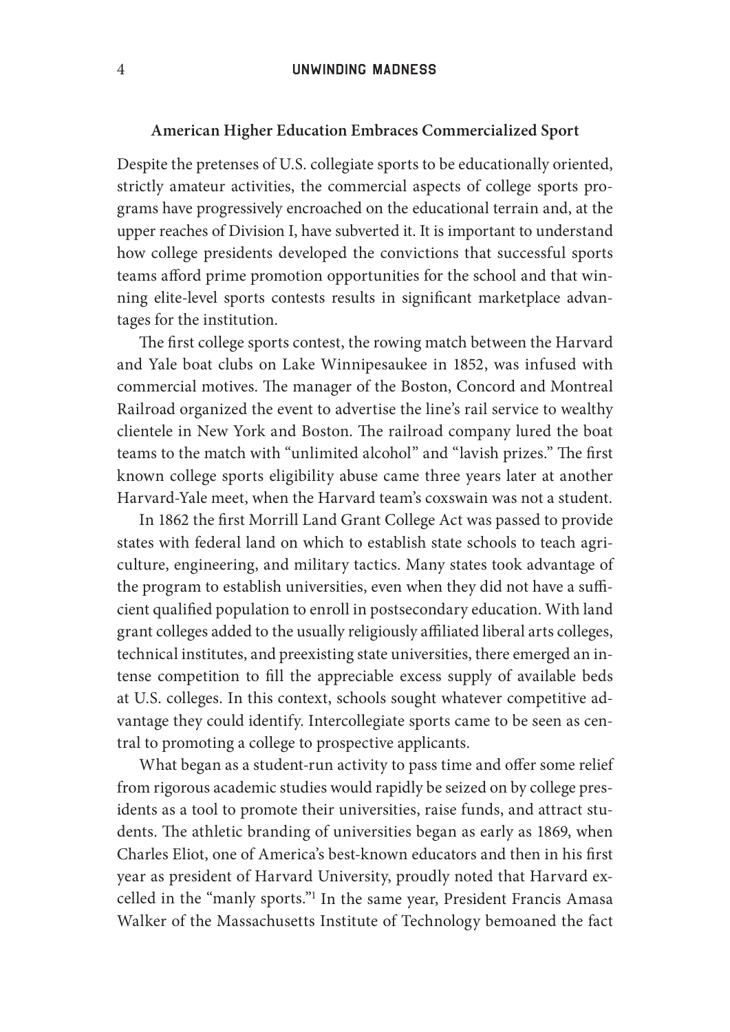### American Higher Education Embraces Commercialized Sport

Despite the pretenses of U.S. collegiate sports to be educationally oriented, strictly amateur activities, the commercial aspects of college sports programs have progressively encroached on the educational terrain and, at the upper reaches of Division I, have subverted it. It is important to understand how college presidents developed the convictions that successful sports teams afford prime promotion opportunities for the school and that winning elite-level sports contests results in significant marketplace advantages for the institution.

The first college sports contest, the rowing match between the Harvard and Yale boat clubs on Lake Winnipesaukee in 1852, was infused with commercial motives. The manager of the Boston, Concord and Montreal Railroad organized the event to advertise the line's rail service to wealthy clientele in New York and Boston. The railroad company lured the boat teams to the match with "unlimited alcohol" and "lavish prizes." The first known college sports eligibility abuse came three years later at another Harvard-Yale meet, when the Harvard team's coxswain was not a student.

In 1862 the first Morrill Land Grant College Act was passed to provide states with federal land on which to establish state schools to teach agriculture, engineering, and military tactics. Many states took advantage of the program to establish universities, even when they did not have a sufficient qualified population to enroll in postsecondary education. With land grant colleges added to the usually religiously affiliated liberal arts colleges, technical institutes, and preexisting state universities, there emerged an intense competition to fill the appreciable excess supply of available beds at U.S. colleges. In this context, schools sought whatever competitive advantage they could identify. Intercollegiate sports came to be seen as central to promoting a college to prospective applicants.

What began as a student-run activity to pass time and offer some relief from rigorous academic studies would rapidly be seized on by college presidents as a tool to promote their universities, raise funds, and attract students. The athletic branding of universities began as early as 1869, when Charles Eliot, one of America's best-known educators and then in his first year as president of Harvard University, proudly noted that Harvard excelled in the "manly sports."[1] In the same year, President Francis Amasa Walker of the Massachusetts Institute of Technology bemoaned the fact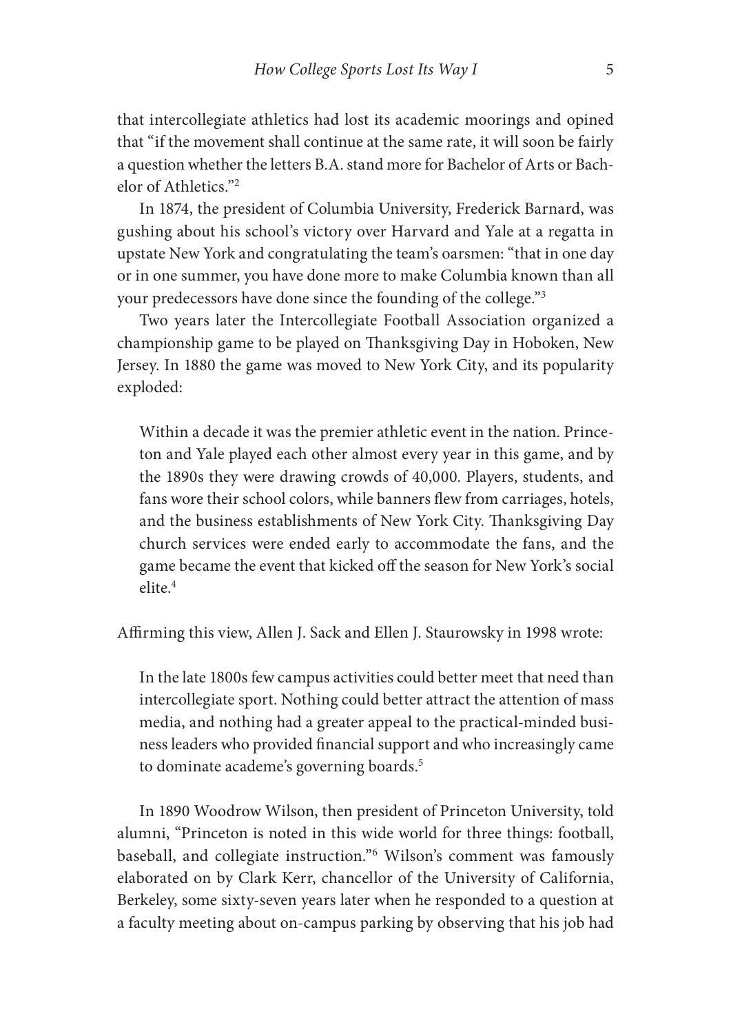that intercollegiate athletics had lost its academic moorings and opined that "if the movement shall continue at the same rate, it will soon be fairly a question whether the letters B.A. stand more for Bachelor of Arts or Bachelor of Athletics."[2]

In 1874, the president of Columbia University, Frederick Barnard, was gushing about his school's victory over Harvard and Yale at a regatta in upstate New York and congratulating the team's oarsmen: "that in one day or in one summer, you have done more to make Columbia known than all your predecessors have done since the founding of the college."[3]

Two years later the Intercollegiate Football Association organized a championship game to be played on Thanksgiving Day in Hoboken, New Jersey. In 1880 the game was moved to New York City, and its popularity exploded:

> Within a decade it was the premier athletic event in the nation. Princeton and Yale played each other almost every year in this game, and by the 1890s they were drawing crowds of 40,000. Players, students, and fans wore their school colors, while banners flew from carriages, hotels, and the business establishments of New York City. Thanksgiving Day church services were ended early to accommodate the fans, and the game became the event that kicked off the season for New York's social elite.[4]

Affirming this view, Allen J. Sack and Ellen J. Staurowsky in 1998 wrote:

> In the late 1800s few campus activities could better meet that need than intercollegiate sport. Nothing could better attract the attention of mass media, and nothing had a greater appeal to the practical-minded business leaders who provided financial support and who increasingly came to dominate academe's governing boards.[5]

In 1890 Woodrow Wilson, then president of Princeton University, told alumni, "Princeton is noted in this wide world for three things: football, baseball, and collegiate instruction."[6] Wilson's comment was famously elaborated on by Clark Kerr, chancellor of the University of California, Berkeley, some sixty-seven years later when he responded to a question at a faculty meeting about on-campus parking by observing that his job had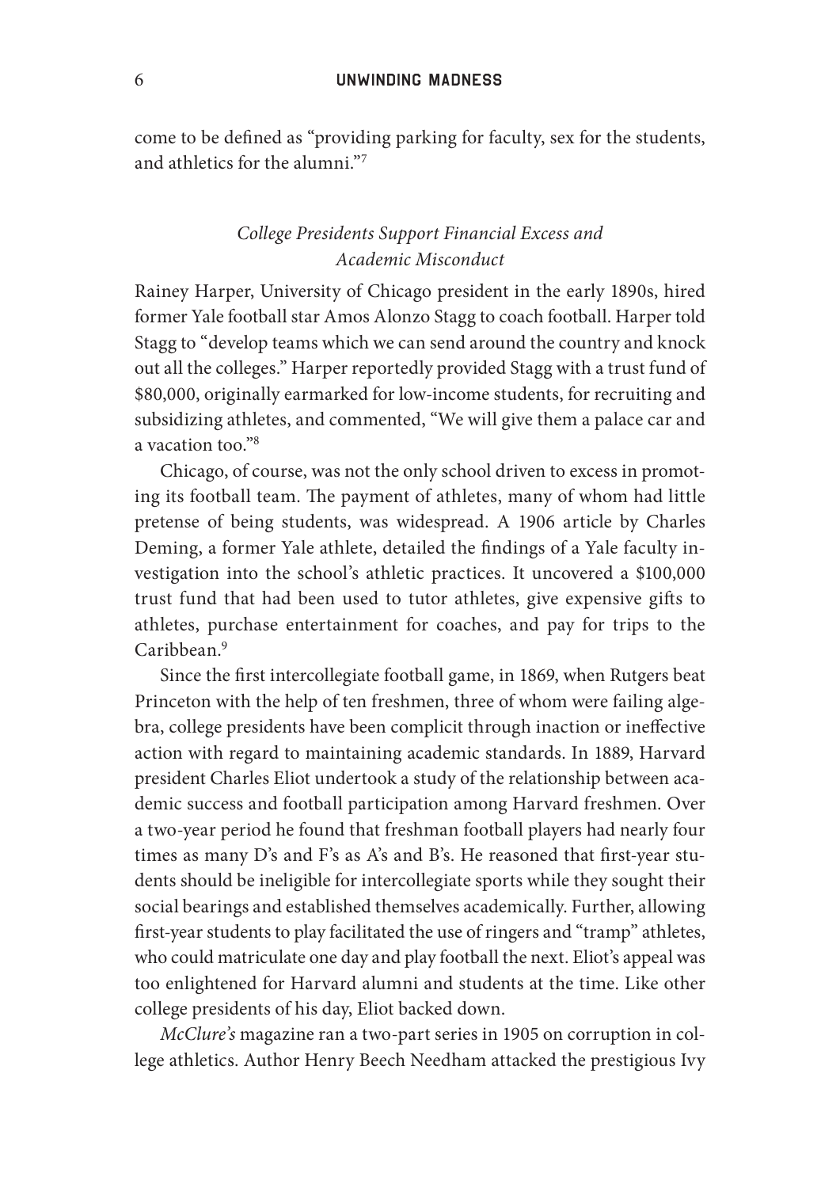come to be defined as "providing parking for faculty, sex for the students, and athletics for the alumni."[7]

### *College Presidents Support Financial Excess and Academic Misconduct*

Rainey Harper, University of Chicago president in the early 1890s, hired former Yale football star Amos Alonzo Stagg to coach football. Harper told Stagg to "develop teams which we can send around the country and knock out all the colleges." Harper reportedly provided Stagg with a trust fund of $80,000, originally earmarked for low-income students, for recruiting and subsidizing athletes, and commented, "We will give them a palace car and a vacation too."[8]

Chicago, of course, was not the only school driven to excess in promoting its football team. The payment of athletes, many of whom had little pretense of being students, was widespread. A 1906 article by Charles Deming, a former Yale athlete, detailed the findings of a Yale faculty investigation into the school's athletic practices. It uncovered a $100,000 trust fund that had been used to tutor athletes, give expensive gifts to athletes, purchase entertainment for coaches, and pay for trips to the Caribbean.[9]

Since the first intercollegiate football game, in 1869, when Rutgers beat Princeton with the help of ten freshmen, three of whom were failing algebra, college presidents have been complicit through inaction or ineffective action with regard to maintaining academic standards. In 1889, Harvard president Charles Eliot undertook a study of the relationship between academic success and football participation among Harvard freshmen. Over a two-year period he found that freshman football players had nearly four times as many D's and F's as A's and B's. He reasoned that first-year students should be ineligible for intercollegiate sports while they sought their social bearings and established themselves academically. Further, allowing first-year students to play facilitated the use of ringers and "tramp" athletes, who could matriculate one day and play football the next. Eliot's appeal was too enlightened for Harvard alumni and students at the time. Like other college presidents of his day, Eliot backed down.

*McClure's* magazine ran a two-part series in 1905 on corruption in college athletics. Author Henry Beech Needham attacked the prestigious Ivy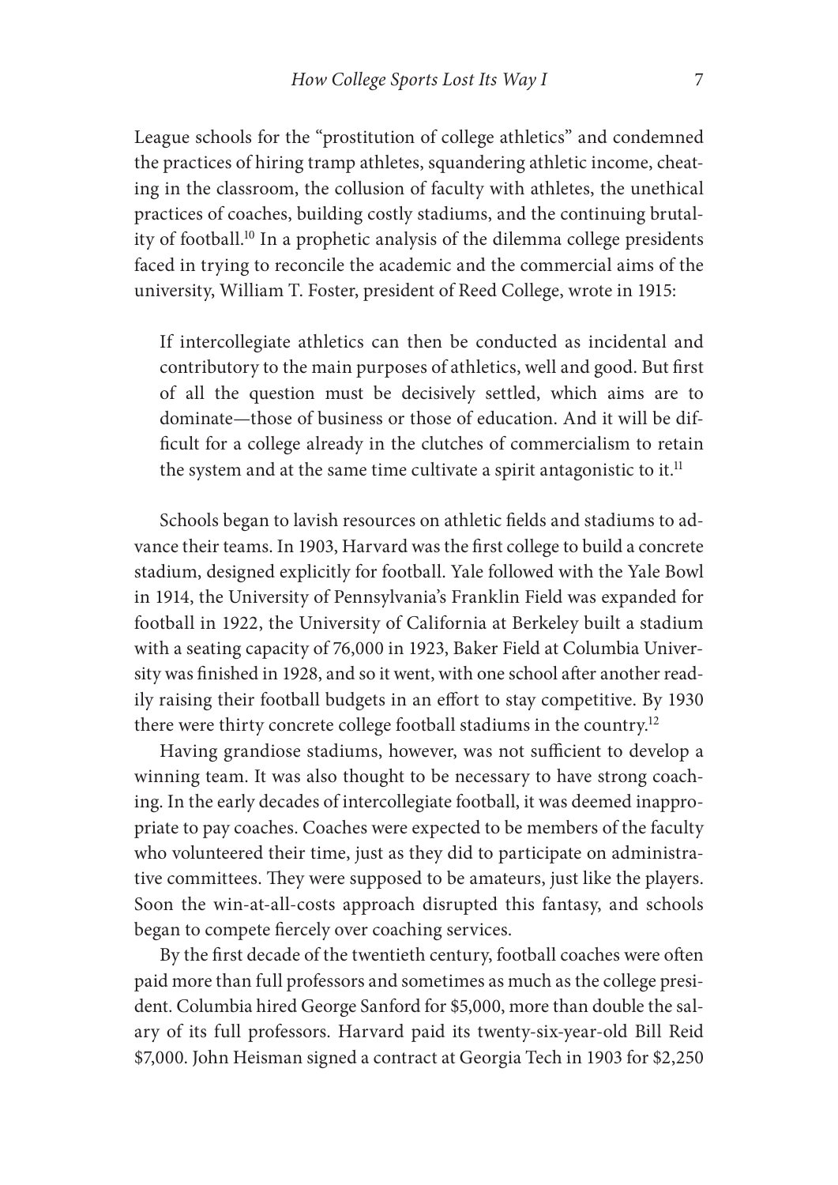League schools for the "prostitution of college athletics" and condemned the practices of hiring tramp athletes, squandering athletic income, cheating in the classroom, the collusion of faculty with athletes, the unethical practices of coaches, building costly stadiums, and the continuing brutality of football.[10] In a prophetic analysis of the dilemma college presidents faced in trying to reconcile the academic and the commercial aims of the university, William T. Foster, president of Reed College, wrote in 1915:

> If intercollegiate athletics can then be conducted as incidental and contributory to the main purposes of athletics, well and good. But first of all the question must be decisively settled, which aims are to dominate—those of business or those of education. And it will be difficult for a college already in the clutches of commercialism to retain the system and at the same time cultivate a spirit antagonistic to it.[11]

Schools began to lavish resources on athletic fields and stadiums to advance their teams. In 1903, Harvard was the first college to build a concrete stadium, designed explicitly for football. Yale followed with the Yale Bowl in 1914, the University of Pennsylvania's Franklin Field was expanded for football in 1922, the University of California at Berkeley built a stadium with a seating capacity of 76,000 in 1923, Baker Field at Columbia University was finished in 1928, and so it went, with one school after another readily raising their football budgets in an effort to stay competitive. By 1930 there were thirty concrete college football stadiums in the country.[12]

Having grandiose stadiums, however, was not sufficient to develop a winning team. It was also thought to be necessary to have strong coaching. In the early decades of intercollegiate football, it was deemed inappropriate to pay coaches. Coaches were expected to be members of the faculty who volunteered their time, just as they did to participate on administrative committees. They were supposed to be amateurs, just like the players. Soon the win-at-all-costs approach disrupted this fantasy, and schools began to compete fiercely over coaching services.

By the first decade of the twentieth century, football coaches were often paid more than full professors and sometimes as much as the college president. Columbia hired George Sanford for $5,000, more than double the salary of its full professors. Harvard paid its twenty-six-year-old Bill Reid $7,000. John Heisman signed a contract at Georgia Tech in 1903 for $2,250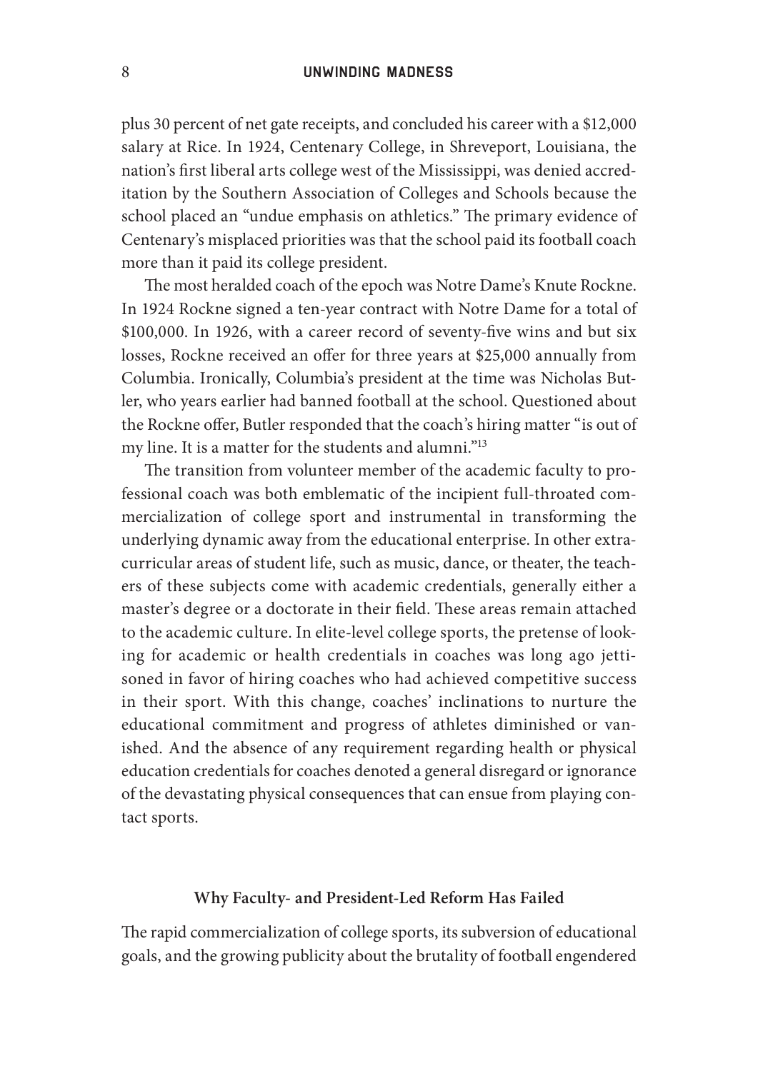plus 30 percent of net gate receipts, and concluded his career with a $12,000 salary at Rice. In 1924, Centenary College, in Shreveport, Louisiana, the nation's first liberal arts college west of the Mississippi, was denied accreditation by the Southern Association of Colleges and Schools because the school placed an "undue emphasis on athletics." The primary evidence of Centenary's misplaced priorities was that the school paid its football coach more than it paid its college president.

The most heralded coach of the epoch was Notre Dame's Knute Rockne. In 1924 Rockne signed a ten-year contract with Notre Dame for a total of $100,000. In 1926, with a career record of seventy-five wins and but six losses, Rockne received an offer for three years at $25,000 annually from Columbia. Ironically, Columbia's president at the time was Nicholas Butler, who years earlier had banned football at the school. Questioned about the Rockne offer, Butler responded that the coach's hiring matter "is out of my line. It is a matter for the students and alumni."[13]

The transition from volunteer member of the academic faculty to professional coach was both emblematic of the incipient full-throated commercialization of college sport and instrumental in transforming the underlying dynamic away from the educational enterprise. In other extracurricular areas of student life, such as music, dance, or theater, the teachers of these subjects come with academic credentials, generally either a master's degree or a doctorate in their field. These areas remain attached to the academic culture. In elite-level college sports, the pretense of looking for academic or health credentials in coaches was long ago jettisoned in favor of hiring coaches who had achieved competitive success in their sport. With this change, coaches' inclinations to nurture the educational commitment and progress of athletes diminished or vanished. And the absence of any requirement regarding health or physical education credentials for coaches denoted a general disregard or ignorance of the devastating physical consequences that can ensue from playing contact sports.

## Why Faculty- and President-Led Reform Has Failed

The rapid commercialization of college sports, its subversion of educational goals, and the growing publicity about the brutality of football engendered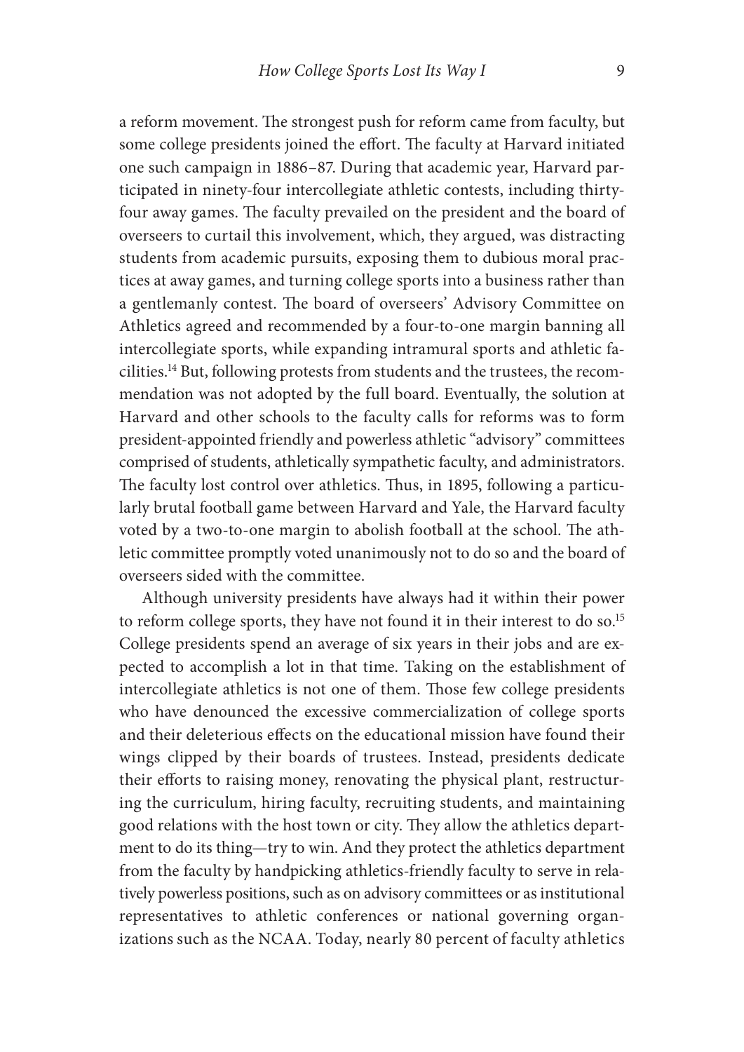a reform movement. The strongest push for reform came from faculty, but some college presidents joined the effort. The faculty at Harvard initiated one such campaign in 1886–87. During that academic year, Harvard participated in ninety-four intercollegiate athletic contests, including thirty-four away games. The faculty prevailed on the president and the board of overseers to curtail this involvement, which, they argued, was distracting students from academic pursuits, exposing them to dubious moral practices at away games, and turning college sports into a business rather than a gentlemanly contest. The board of overseers' Advisory Committee on Athletics agreed and recommended by a four-to-one margin banning all intercollegiate sports, while expanding intramural sports and athletic facilities.[14] But, following protests from students and the trustees, the recommendation was not adopted by the full board. Eventually, the solution at Harvard and other schools to the faculty calls for reforms was to form president-appointed friendly and powerless athletic "advisory" committees comprised of students, athletically sympathetic faculty, and administrators. The faculty lost control over athletics. Thus, in 1895, following a particularly brutal football game between Harvard and Yale, the Harvard faculty voted by a two-to-one margin to abolish football at the school. The athletic committee promptly voted unanimously not to do so and the board of overseers sided with the committee.

Although university presidents have always had it within their power to reform college sports, they have not found it in their interest to do so.[15] College presidents spend an average of six years in their jobs and are expected to accomplish a lot in that time. Taking on the establishment of intercollegiate athletics is not one of them. Those few college presidents who have denounced the excessive commercialization of college sports and their deleterious effects on the educational mission have found their wings clipped by their boards of trustees. Instead, presidents dedicate their efforts to raising money, renovating the physical plant, restructuring the curriculum, hiring faculty, recruiting students, and maintaining good relations with the host town or city. They allow the athletics department to do its thing—try to win. And they protect the athletics department from the faculty by handpicking athletics-friendly faculty to serve in relatively powerless positions, such as on advisory committees or as institutional representatives to athletic conferences or national governing organizations such as the NCAA. Today, nearly 80 percent of faculty athletics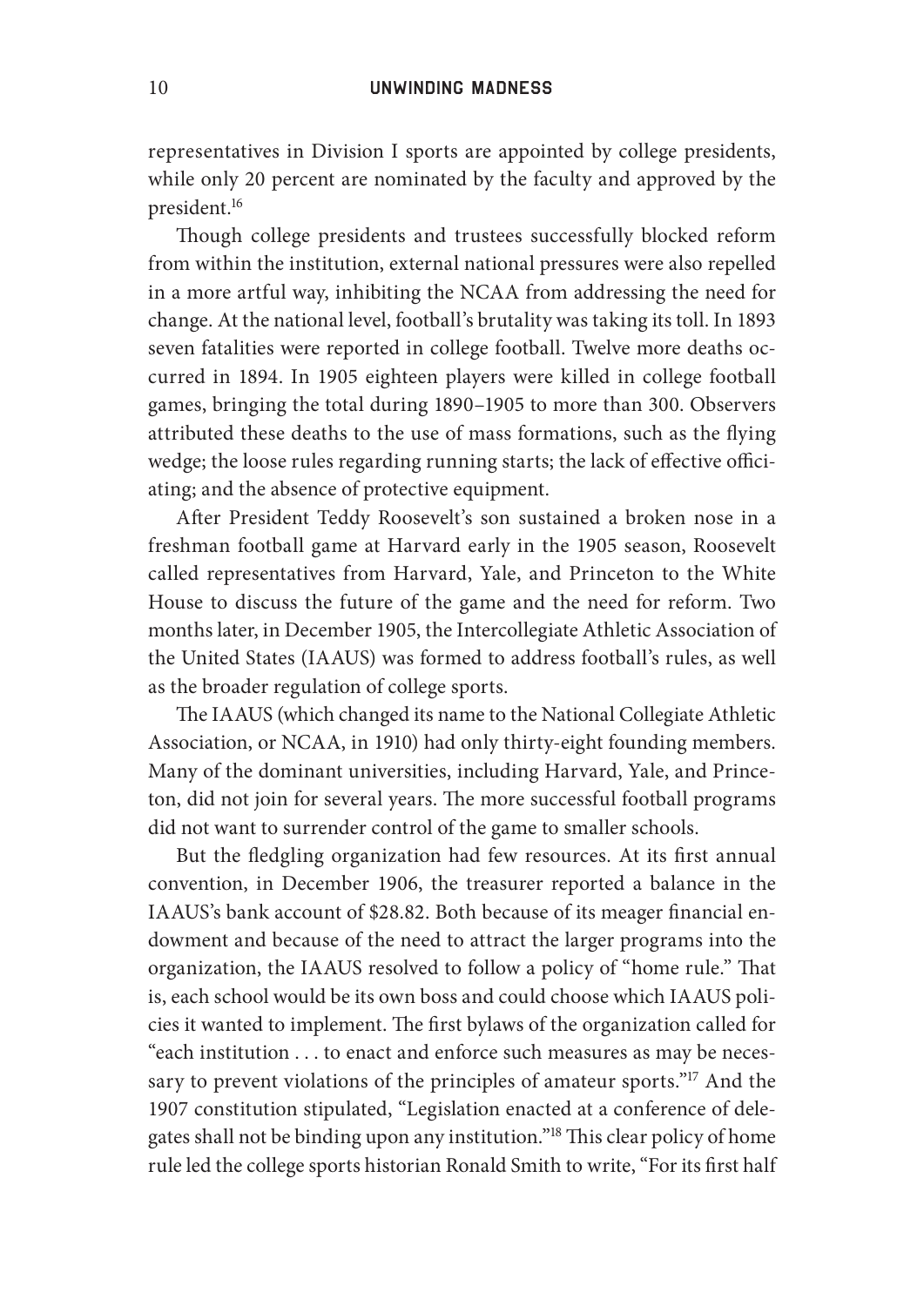representatives in Division I sports are appointed by college presidents, while only 20 percent are nominated by the faculty and approved by the president.[16]

Though college presidents and trustees successfully blocked reform from within the institution, external national pressures were also repelled in a more artful way, inhibiting the NCAA from addressing the need for change. At the national level, football's brutality was taking its toll. In 1893 seven fatalities were reported in college football. Twelve more deaths occurred in 1894. In 1905 eighteen players were killed in college football games, bringing the total during 1890–1905 to more than 300. Observers attributed these deaths to the use of mass formations, such as the flying wedge; the loose rules regarding running starts; the lack of effective officiating; and the absence of protective equipment.

After President Teddy Roosevelt's son sustained a broken nose in a freshman football game at Harvard early in the 1905 season, Roosevelt called representatives from Harvard, Yale, and Princeton to the White House to discuss the future of the game and the need for reform. Two months later, in December 1905, the Intercollegiate Athletic Association of the United States (IAAUS) was formed to address football's rules, as well as the broader regulation of college sports.

The IAAUS (which changed its name to the National Collegiate Athletic Association, or NCAA, in 1910) had only thirty-eight founding members. Many of the dominant universities, including Harvard, Yale, and Princeton, did not join for several years. The more successful football programs did not want to surrender control of the game to smaller schools.

But the fledgling organization had few resources. At its first annual convention, in December 1906, the treasurer reported a balance in the IAAUS's bank account of $28.82. Both because of its meager financial endowment and because of the need to attract the larger programs into the organization, the IAAUS resolved to follow a policy of "home rule." That is, each school would be its own boss and could choose which IAAUS policies it wanted to implement. The first bylaws of the organization called for "each institution . . . to enact and enforce such measures as may be necessary to prevent violations of the principles of amateur sports."[17] And the 1907 constitution stipulated, "Legislation enacted at a conference of delegates shall not be binding upon any institution."[18] This clear policy of home rule led the college sports historian Ronald Smith to write, "For its first half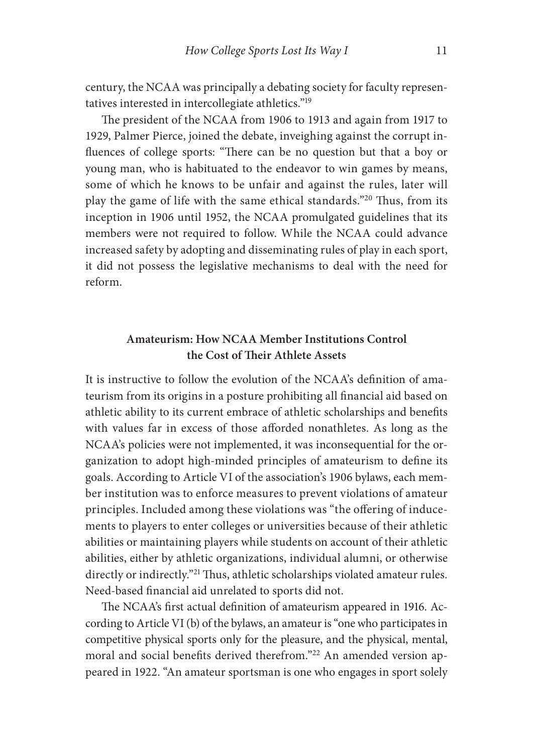century, the NCAA was principally a debating society for faculty representatives interested in intercollegiate athletics."[19]

The president of the NCAA from 1906 to 1913 and again from 1917 to 1929, Palmer Pierce, joined the debate, inveighing against the corrupt influences of college sports: "There can be no question but that a boy or young man, who is habituated to the endeavor to win games by means, some of which he knows to be unfair and against the rules, later will play the game of life with the same ethical standards."[20] Thus, from its inception in 1906 until 1952, the NCAA promulgated guidelines that its members were not required to follow. While the NCAA could advance increased safety by adopting and disseminating rules of play in each sport, it did not possess the legislative mechanisms to deal with the need for reform.

## Amateurism: How NCAA Member Institutions Control the Cost of Their Athlete Assets

It is instructive to follow the evolution of the NCAA's definition of amateurism from its origins in a posture prohibiting all financial aid based on athletic ability to its current embrace of athletic scholarships and benefits with values far in excess of those afforded nonathletes. As long as the NCAA's policies were not implemented, it was inconsequential for the organization to adopt high-minded principles of amateurism to define its goals. According to Article VI of the association's 1906 bylaws, each member institution was to enforce measures to prevent violations of amateur principles. Included among these violations was "the offering of inducements to players to enter colleges or universities because of their athletic abilities or maintaining players while students on account of their athletic abilities, either by athletic organizations, individual alumni, or otherwise directly or indirectly."[21] Thus, athletic scholarships violated amateur rules. Need-based financial aid unrelated to sports did not.

The NCAA's first actual definition of amateurism appeared in 1916. According to Article VI (b) of the bylaws, an amateur is "one who participates in competitive physical sports only for the pleasure, and the physical, mental, moral and social benefits derived therefrom."[22] An amended version appeared in 1922. "An amateur sportsman is one who engages in sport solely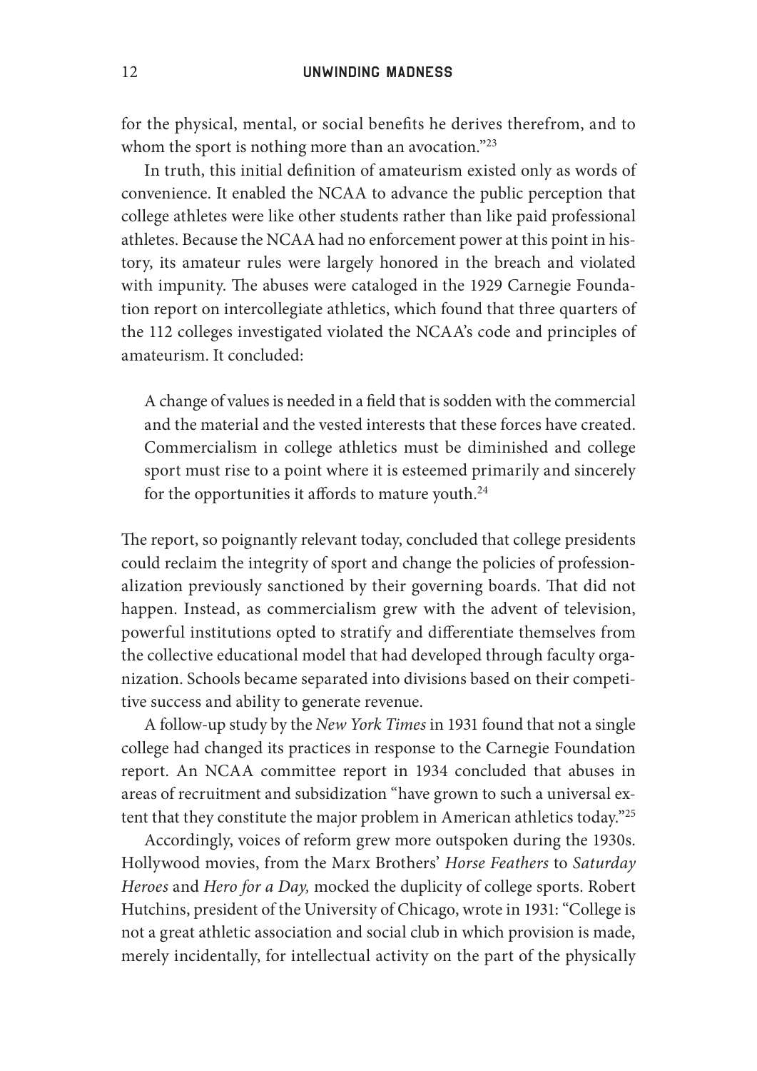for the physical, mental, or social benefits he derives therefrom, and to whom the sport is nothing more than an avocation."[23]

In truth, this initial definition of amateurism existed only as words of convenience. It enabled the NCAA to advance the public perception that college athletes were like other students rather than like paid professional athletes. Because the NCAA had no enforcement power at this point in history, its amateur rules were largely honored in the breach and violated with impunity. The abuses were cataloged in the 1929 Carnegie Foundation report on intercollegiate athletics, which found that three quarters of the 112 colleges investigated violated the NCAA's code and principles of amateurism. It concluded:

> A change of values is needed in a field that is sodden with the commercial and the material and the vested interests that these forces have created. Commercialism in college athletics must be diminished and college sport must rise to a point where it is esteemed primarily and sincerely for the opportunities it affords to mature youth.[24]

The report, so poignantly relevant today, concluded that college presidents could reclaim the integrity of sport and change the policies of professionalization previously sanctioned by their governing boards. That did not happen. Instead, as commercialism grew with the advent of television, powerful institutions opted to stratify and differentiate themselves from the collective educational model that had developed through faculty organization. Schools became separated into divisions based on their competitive success and ability to generate revenue.

A follow-up study by the *New York Times* in 1931 found that not a single college had changed its practices in response to the Carnegie Foundation report. An NCAA committee report in 1934 concluded that abuses in areas of recruitment and subsidization "have grown to such a universal extent that they constitute the major problem in American athletics today."[25]

Accordingly, voices of reform grew more outspoken during the 1930s. Hollywood movies, from the Marx Brothers' *Horse Feathers* to *Saturday Heroes* and *Hero for a Day,* mocked the duplicity of college sports. Robert Hutchins, president of the University of Chicago, wrote in 1931: "College is not a great athletic association and social club in which provision is made, merely incidentally, for intellectual activity on the part of the physically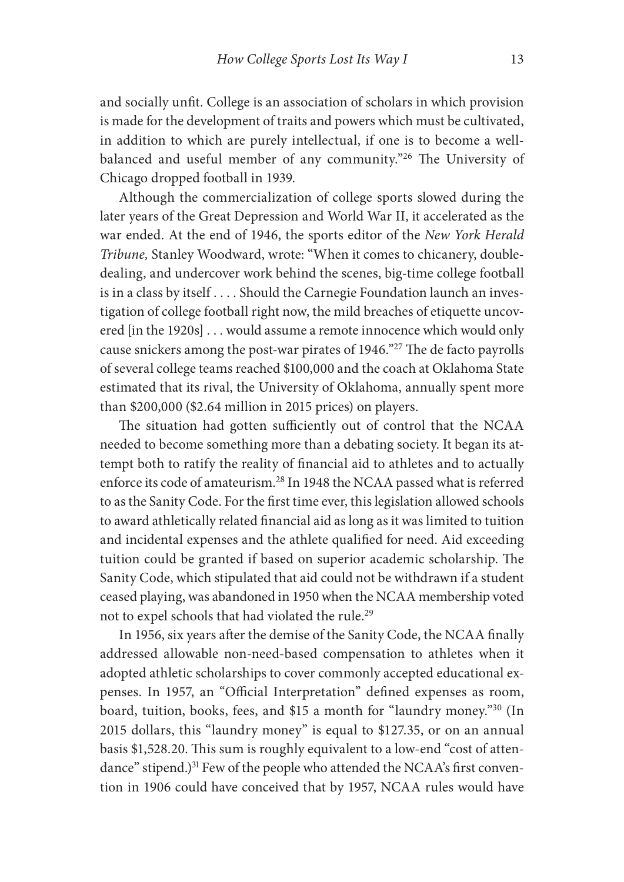and socially unfit. College is an association of scholars in which provision is made for the development of traits and powers which must be cultivated, in addition to which are purely intellectual, if one is to become a well-balanced and useful member of any community."[26] The University of Chicago dropped football in 1939.

Although the commercialization of college sports slowed during the later years of the Great Depression and World War II, it accelerated as the war ended. At the end of 1946, the sports editor of the *New York Herald Tribune,* Stanley Woodward, wrote: "When it comes to chicanery, double-dealing, and undercover work behind the scenes, big-time college football is in a class by itself . . . . Should the Carnegie Foundation launch an investigation of college football right now, the mild breaches of etiquette uncovered [in the 1920s] . . . would assume a remote innocence which would only cause snickers among the post-war pirates of 1946."[27] The de facto payrolls of several college teams reached $100,000 and the coach at Oklahoma State estimated that its rival, the University of Oklahoma, annually spent more than $200,000 ($2.64 million in 2015 prices) on players.

The situation had gotten sufficiently out of control that the NCAA needed to become something more than a debating society. It began its attempt both to ratify the reality of financial aid to athletes and to actually enforce its code of amateurism.[28] In 1948 the NCAA passed what is referred to as the Sanity Code. For the first time ever, this legislation allowed schools to award athletically related financial aid as long as it was limited to tuition and incidental expenses and the athlete qualified for need. Aid exceeding tuition could be granted if based on superior academic scholarship. The Sanity Code, which stipulated that aid could not be withdrawn if a student ceased playing, was abandoned in 1950 when the NCAA membership voted not to expel schools that had violated the rule.[29]

In 1956, six years after the demise of the Sanity Code, the NCAA finally addressed allowable non-need-based compensation to athletes when it adopted athletic scholarships to cover commonly accepted educational expenses. In 1957, an "Official Interpretation" defined expenses as room, board, tuition, books, fees, and $15 a month for "laundry money."[30] (In 2015 dollars, this "laundry money" is equal to $127.35, or on an annual basis $1,528.20. This sum is roughly equivalent to a low-end "cost of attendance" stipend.)[31] Few of the people who attended the NCAA's first convention in 1906 could have conceived that by 1957, NCAA rules would have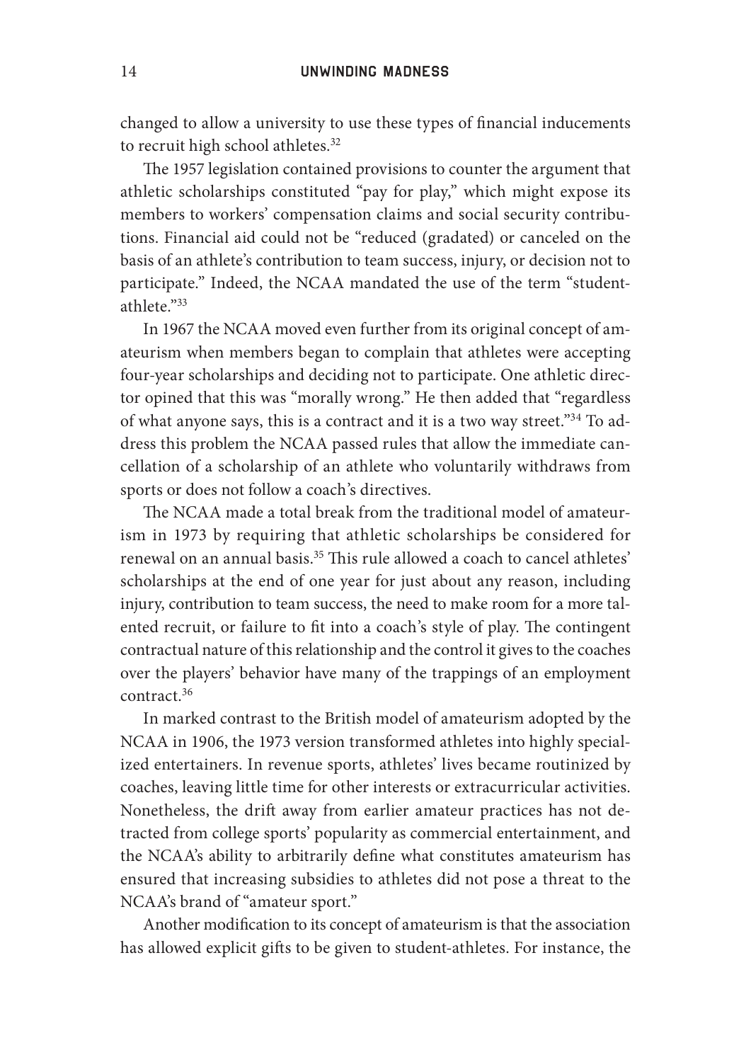changed to allow a university to use these types of financial inducements to recruit high school athletes.[32]

The 1957 legislation contained provisions to counter the argument that athletic scholarships constituted "pay for play," which might expose its members to workers' compensation claims and social security contributions. Financial aid could not be "reduced (gradated) or canceled on the basis of an athlete's contribution to team success, injury, or decision not to participate." Indeed, the NCAA mandated the use of the term "student-athlete."[33]

In 1967 the NCAA moved even further from its original concept of amateurism when members began to complain that athletes were accepting four-year scholarships and deciding not to participate. One athletic director opined that this was "morally wrong." He then added that "regardless of what anyone says, this is a contract and it is a two way street."[34] To address this problem the NCAA passed rules that allow the immediate cancellation of a scholarship of an athlete who voluntarily withdraws from sports or does not follow a coach's directives.

The NCAA made a total break from the traditional model of amateurism in 1973 by requiring that athletic scholarships be considered for renewal on an annual basis.[35] This rule allowed a coach to cancel athletes' scholarships at the end of one year for just about any reason, including injury, contribution to team success, the need to make room for a more talented recruit, or failure to fit into a coach's style of play. The contingent contractual nature of this relationship and the control it gives to the coaches over the players' behavior have many of the trappings of an employment contract.[36]

In marked contrast to the British model of amateurism adopted by the NCAA in 1906, the 1973 version transformed athletes into highly specialized entertainers. In revenue sports, athletes' lives became routinized by coaches, leaving little time for other interests or extracurricular activities. Nonetheless, the drift away from earlier amateur practices has not detracted from college sports' popularity as commercial entertainment, and the NCAA's ability to arbitrarily define what constitutes amateurism has ensured that increasing subsidies to athletes did not pose a threat to the NCAA's brand of "amateur sport."

Another modification to its concept of amateurism is that the association has allowed explicit gifts to be given to student-athletes. For instance, the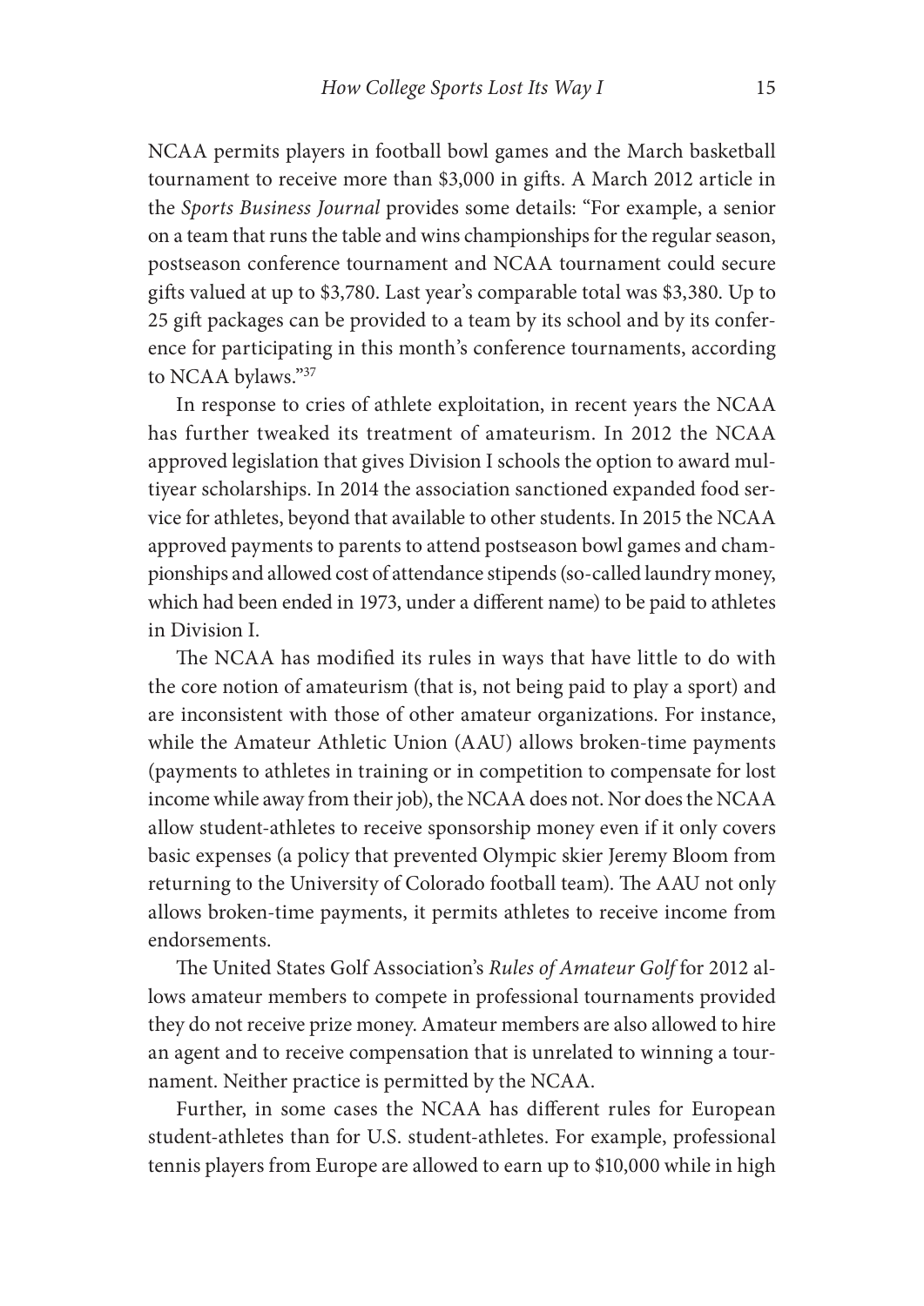NCAA permits players in football bowl games and the March basketball tournament to receive more than $3,000 in gifts. A March 2012 article in the *Sports Business Journal* provides some details: "For example, a senior on a team that runs the table and wins championships for the regular season, postseason conference tournament and NCAA tournament could secure gifts valued at up to $3,780. Last year's comparable total was $3,380. Up to 25 gift packages can be provided to a team by its school and by its conference for participating in this month's conference tournaments, according to NCAA bylaws."[37]

In response to cries of athlete exploitation, in recent years the NCAA has further tweaked its treatment of amateurism. In 2012 the NCAA approved legislation that gives Division I schools the option to award multiyear scholarships. In 2014 the association sanctioned expanded food service for athletes, beyond that available to other students. In 2015 the NCAA approved payments to parents to attend postseason bowl games and championships and allowed cost of attendance stipends (so-called laundry money, which had been ended in 1973, under a different name) to be paid to athletes in Division I.

The NCAA has modified its rules in ways that have little to do with the core notion of amateurism (that is, not being paid to play a sport) and are inconsistent with those of other amateur organizations. For instance, while the Amateur Athletic Union (AAU) allows broken-time payments (payments to athletes in training or in competition to compensate for lost income while away from their job), the NCAA does not. Nor does the NCAA allow student-athletes to receive sponsorship money even if it only covers basic expenses (a policy that prevented Olympic skier Jeremy Bloom from returning to the University of Colorado football team). The AAU not only allows broken-time payments, it permits athletes to receive income from endorsements.

The United States Golf Association's *Rules of Amateur Golf* for 2012 allows amateur members to compete in professional tournaments provided they do not receive prize money. Amateur members are also allowed to hire an agent and to receive compensation that is unrelated to winning a tournament. Neither practice is permitted by the NCAA.

Further, in some cases the NCAA has different rules for European student-athletes than for U.S. student-athletes. For example, professional tennis players from Europe are allowed to earn up to $10,000 while in high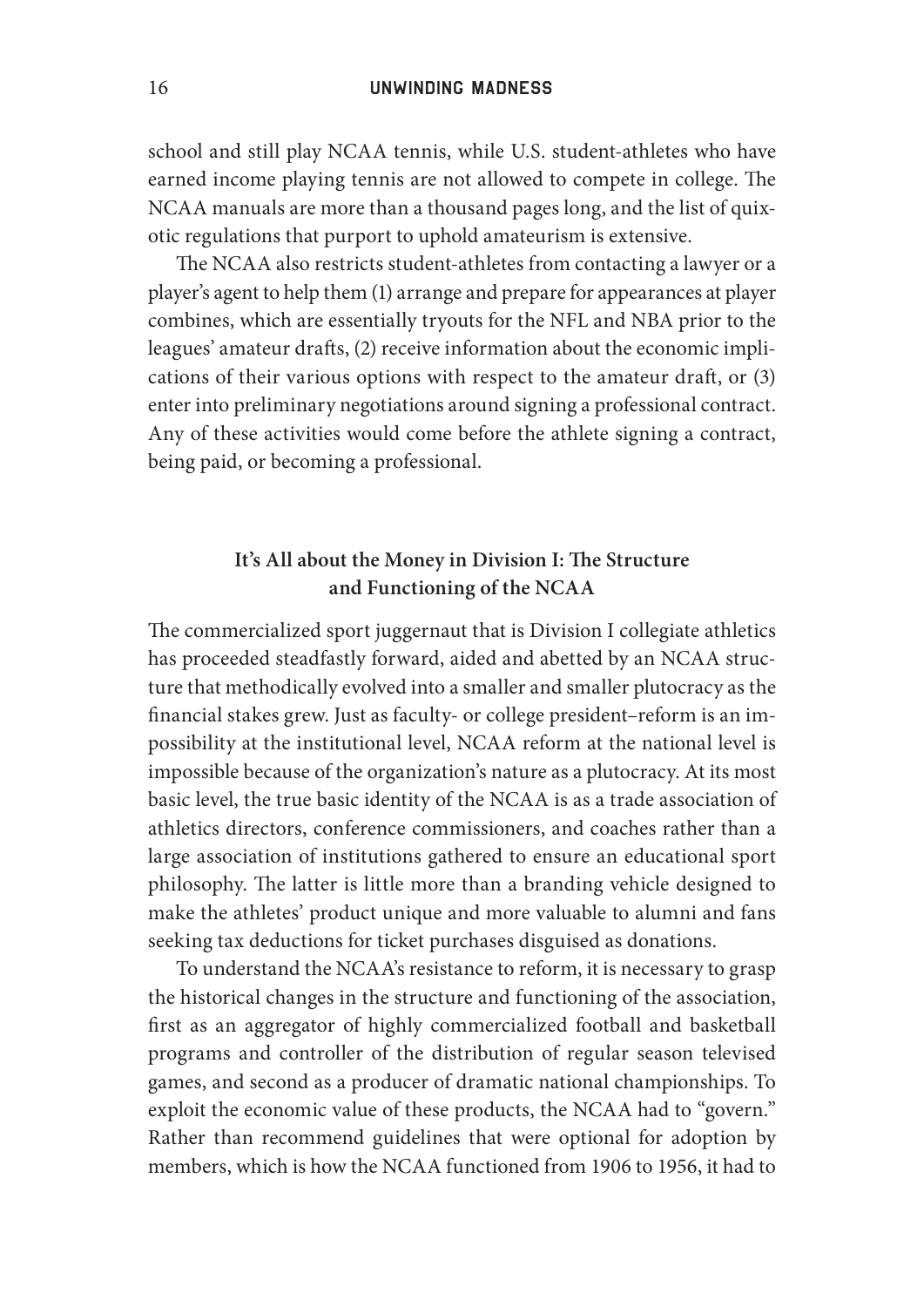school and still play NCAA tennis, while U.S. student-athletes who have earned income playing tennis are not allowed to compete in college. The NCAA manuals are more than a thousand pages long, and the list of quixotic regulations that purport to uphold amateurism is extensive.

The NCAA also restricts student-athletes from contacting a lawyer or a player's agent to help them (1) arrange and prepare for appearances at player combines, which are essentially tryouts for the NFL and NBA prior to the leagues' amateur drafts, (2) receive information about the economic implications of their various options with respect to the amateur draft, or (3) enter into preliminary negotiations around signing a professional contract. Any of these activities would come before the athlete signing a contract, being paid, or becoming a professional.

## It's All about the Money in Division I: The Structure and Functioning of the NCAA

The commercialized sport juggernaut that is Division I collegiate athletics has proceeded steadfastly forward, aided and abetted by an NCAA structure that methodically evolved into a smaller and smaller plutocracy as the financial stakes grew. Just as faculty- or college president–reform is an impossibility at the institutional level, NCAA reform at the national level is impossible because of the organization's nature as a plutocracy. At its most basic level, the true basic identity of the NCAA is as a trade association of athletics directors, conference commissioners, and coaches rather than a large association of institutions gathered to ensure an educational sport philosophy. The latter is little more than a branding vehicle designed to make the athletes' product unique and more valuable to alumni and fans seeking tax deductions for ticket purchases disguised as donations.

To understand the NCAA's resistance to reform, it is necessary to grasp the historical changes in the structure and functioning of the association, first as an aggregator of highly commercialized football and basketball programs and controller of the distribution of regular season televised games, and second as a producer of dramatic national championships. To exploit the economic value of these products, the NCAA had to "govern." Rather than recommend guidelines that were optional for adoption by members, which is how the NCAA functioned from 1906 to 1956, it had to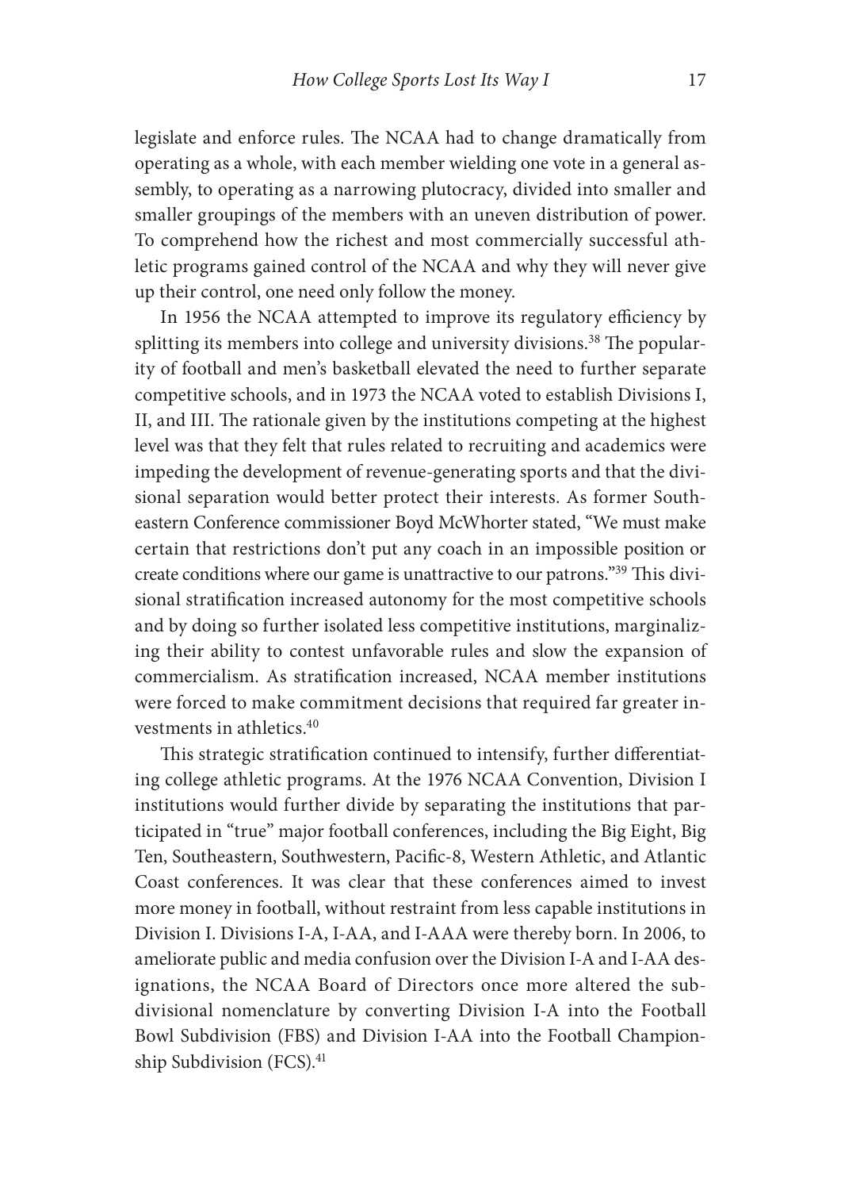legislate and enforce rules. The NCAA had to change dramatically from operating as a whole, with each member wielding one vote in a general assembly, to operating as a narrowing plutocracy, divided into smaller and smaller groupings of the members with an uneven distribution of power. To comprehend how the richest and most commercially successful athletic programs gained control of the NCAA and why they will never give up their control, one need only follow the money.

In 1956 the NCAA attempted to improve its regulatory efficiency by splitting its members into college and university divisions.[38] The popularity of football and men's basketball elevated the need to further separate competitive schools, and in 1973 the NCAA voted to establish Divisions I, II, and III. The rationale given by the institutions competing at the highest level was that they felt that rules related to recruiting and academics were impeding the development of revenue-generating sports and that the divisional separation would better protect their interests. As former Southeastern Conference commissioner Boyd McWhorter stated, "We must make certain that restrictions don't put any coach in an impossible position or create conditions where our game is unattractive to our patrons."[39] This divisional stratification increased autonomy for the most competitive schools and by doing so further isolated less competitive institutions, marginalizing their ability to contest unfavorable rules and slow the expansion of commercialism. As stratification increased, NCAA member institutions were forced to make commitment decisions that required far greater investments in athletics.[40]

This strategic stratification continued to intensify, further differentiating college athletic programs. At the 1976 NCAA Convention, Division I institutions would further divide by separating the institutions that participated in "true" major football conferences, including the Big Eight, Big Ten, Southeastern, Southwestern, Pacific-8, Western Athletic, and Atlantic Coast conferences. It was clear that these conferences aimed to invest more money in football, without restraint from less capable institutions in Division I. Divisions I-A, I-AA, and I-AAA were thereby born. In 2006, to ameliorate public and media confusion over the Division I-A and I-AA designations, the NCAA Board of Directors once more altered the subdivisional nomenclature by converting Division I-A into the Football Bowl Subdivision (FBS) and Division I-AA into the Football Championship Subdivision (FCS).[41]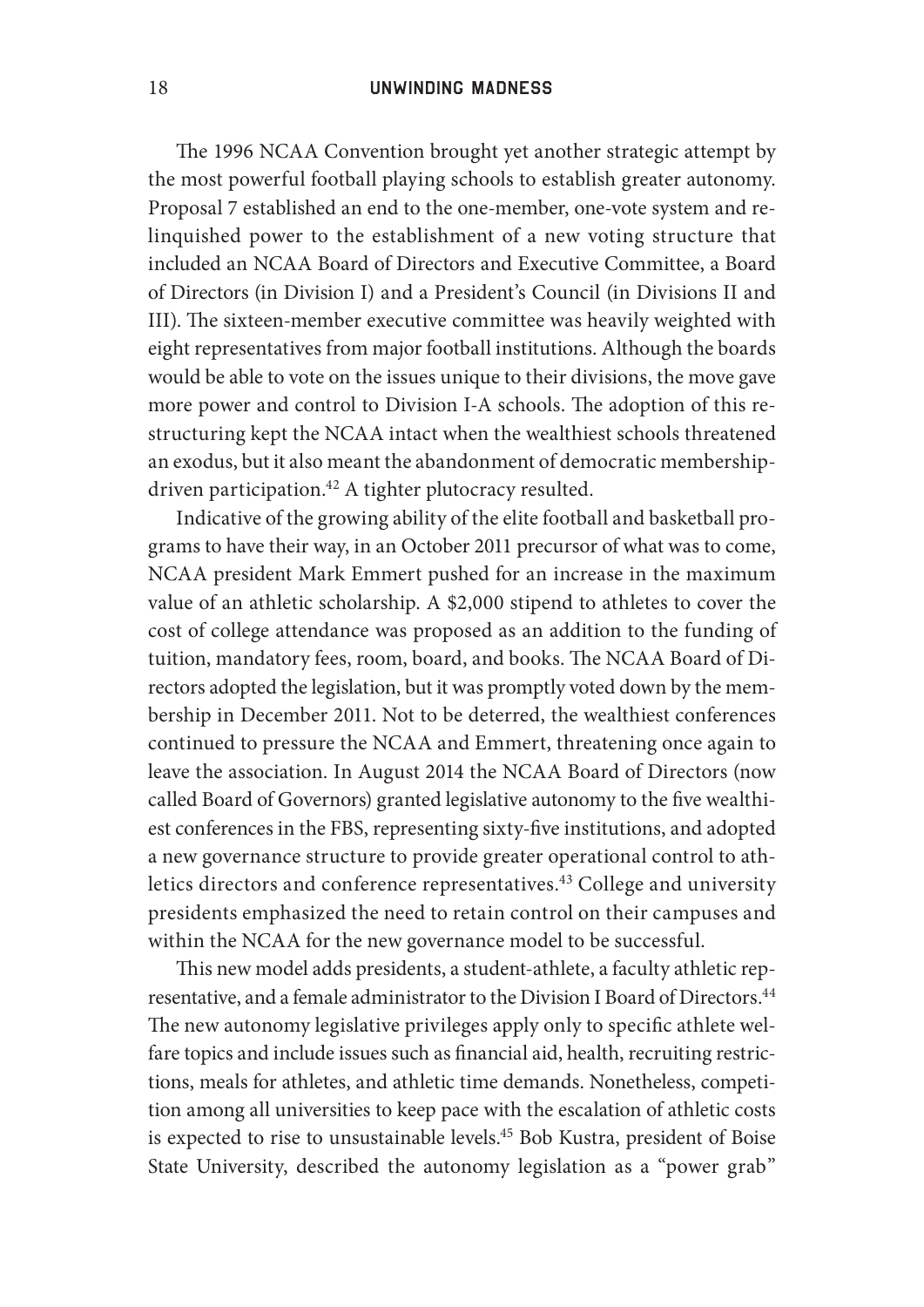The 1996 NCAA Convention brought yet another strategic attempt by the most powerful football playing schools to establish greater autonomy. Proposal 7 established an end to the one-member, one-vote system and relinquished power to the establishment of a new voting structure that included an NCAA Board of Directors and Executive Committee, a Board of Directors (in Division I) and a President's Council (in Divisions II and III). The sixteen-member executive committee was heavily weighted with eight representatives from major football institutions. Although the boards would be able to vote on the issues unique to their divisions, the move gave more power and control to Division I-A schools. The adoption of this restructuring kept the NCAA intact when the wealthiest schools threatened an exodus, but it also meant the abandonment of democratic membership-driven participation.[42] A tighter plutocracy resulted.

Indicative of the growing ability of the elite football and basketball programs to have their way, in an October 2011 precursor of what was to come, NCAA president Mark Emmert pushed for an increase in the maximum value of an athletic scholarship. A $2,000 stipend to athletes to cover the cost of college attendance was proposed as an addition to the funding of tuition, mandatory fees, room, board, and books. The NCAA Board of Directors adopted the legislation, but it was promptly voted down by the membership in December 2011. Not to be deterred, the wealthiest conferences continued to pressure the NCAA and Emmert, threatening once again to leave the association. In August 2014 the NCAA Board of Directors (now called Board of Governors) granted legislative autonomy to the five wealthiest conferences in the FBS, representing sixty-five institutions, and adopted a new governance structure to provide greater operational control to athletics directors and conference representatives.[43] College and university presidents emphasized the need to retain control on their campuses and within the NCAA for the new governance model to be successful.

This new model adds presidents, a student-athlete, a faculty athletic representative, and a female administrator to the Division I Board of Directors.[44] The new autonomy legislative privileges apply only to specific athlete welfare topics and include issues such as financial aid, health, recruiting restrictions, meals for athletes, and athletic time demands. Nonetheless, competition among all universities to keep pace with the escalation of athletic costs is expected to rise to unsustainable levels.[45] Bob Kustra, president of Boise State University, described the autonomy legislation as a "power grab"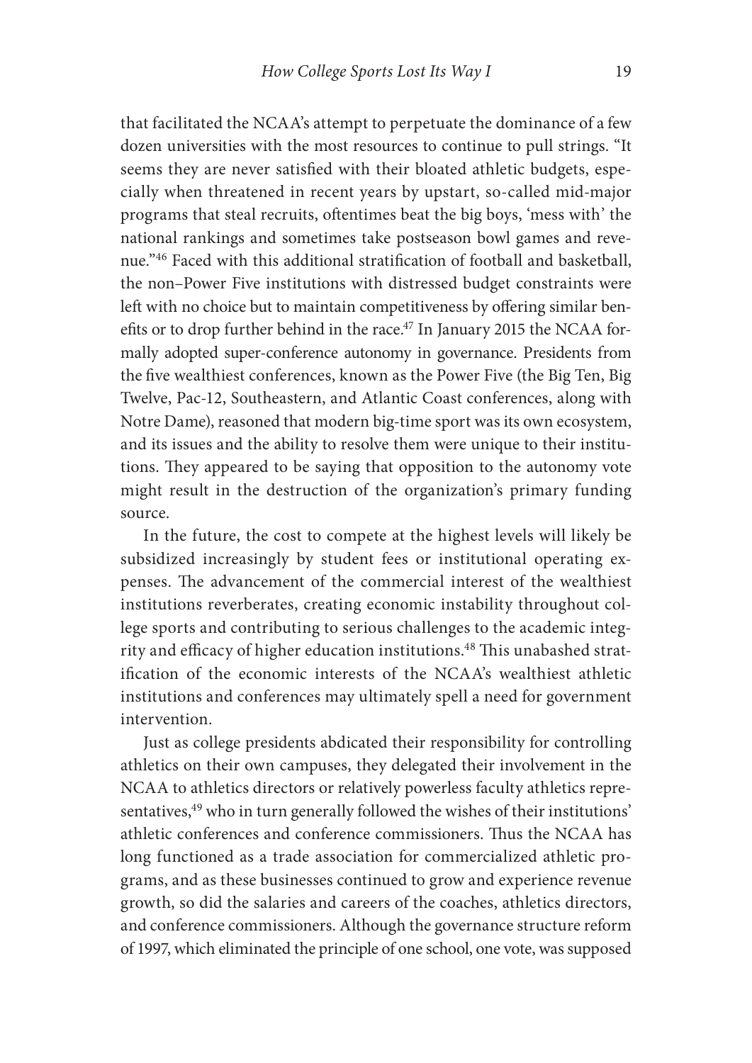that facilitated the NCAA's attempt to perpetuate the dominance of a few dozen universities with the most resources to continue to pull strings. "It seems they are never satisfied with their bloated athletic budgets, especially when threatened in recent years by upstart, so-called mid-major programs that steal recruits, oftentimes beat the big boys, 'mess with' the national rankings and sometimes take postseason bowl games and revenue."[46] Faced with this additional stratification of football and basketball, the non–Power Five institutions with distressed budget constraints were left with no choice but to maintain competitiveness by offering similar benefits or to drop further behind in the race.[47] In January 2015 the NCAA formally adopted super-conference autonomy in governance. Presidents from the five wealthiest conferences, known as the Power Five (the Big Ten, Big Twelve, Pac-12, Southeastern, and Atlantic Coast conferences, along with Notre Dame), reasoned that modern big-time sport was its own ecosystem, and its issues and the ability to resolve them were unique to their institutions. They appeared to be saying that opposition to the autonomy vote might result in the destruction of the organization's primary funding source.

In the future, the cost to compete at the highest levels will likely be subsidized increasingly by student fees or institutional operating expenses. The advancement of the commercial interest of the wealthiest institutions reverberates, creating economic instability throughout college sports and contributing to serious challenges to the academic integrity and efficacy of higher education institutions.[48] This unabashed stratification of the economic interests of the NCAA's wealthiest athletic institutions and conferences may ultimately spell a need for government intervention.

Just as college presidents abdicated their responsibility for controlling athletics on their own campuses, they delegated their involvement in the NCAA to athletics directors or relatively powerless faculty athletics representatives,[49] who in turn generally followed the wishes of their institutions' athletic conferences and conference commissioners. Thus the NCAA has long functioned as a trade association for commercialized athletic programs, and as these businesses continued to grow and experience revenue growth, so did the salaries and careers of the coaches, athletics directors, and conference commissioners. Although the governance structure reform of 1997, which eliminated the principle of one school, one vote, was supposed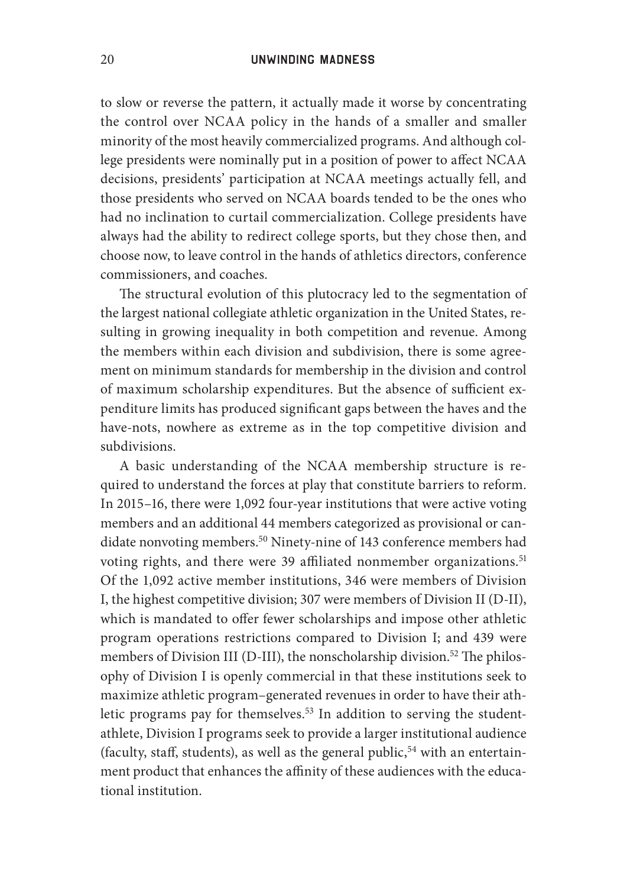to slow or reverse the pattern, it actually made it worse by concentrating the control over NCAA policy in the hands of a smaller and smaller minority of the most heavily commercialized programs. And although college presidents were nominally put in a position of power to affect NCAA decisions, presidents' participation at NCAA meetings actually fell, and those presidents who served on NCAA boards tended to be the ones who had no inclination to curtail commercialization. College presidents have always had the ability to redirect college sports, but they chose then, and choose now, to leave control in the hands of athletics directors, conference commissioners, and coaches.

The structural evolution of this plutocracy led to the segmentation of the largest national collegiate athletic organization in the United States, resulting in growing inequality in both competition and revenue. Among the members within each division and subdivision, there is some agreement on minimum standards for membership in the division and control of maximum scholarship expenditures. But the absence of sufficient expenditure limits has produced significant gaps between the haves and the have-nots, nowhere as extreme as in the top competitive division and subdivisions.

A basic understanding of the NCAA membership structure is required to understand the forces at play that constitute barriers to reform. In 2015–16, there were 1,092 four-year institutions that were active voting members and an additional 44 members categorized as provisional or candidate nonvoting members.[50] Ninety-nine of 143 conference members had voting rights, and there were 39 affiliated nonmember organizations.[51] Of the 1,092 active member institutions, 346 were members of Division I, the highest competitive division; 307 were members of Division II (D-II), which is mandated to offer fewer scholarships and impose other athletic program operations restrictions compared to Division I; and 439 were members of Division III (D-III), the nonscholarship division.[52] The philosophy of Division I is openly commercial in that these institutions seek to maximize athletic program–generated revenues in order to have their athletic programs pay for themselves.[53] In addition to serving the student-athlete, Division I programs seek to provide a larger institutional audience (faculty, staff, students), as well as the general public,[54] with an entertainment product that enhances the affinity of these audiences with the educational institution.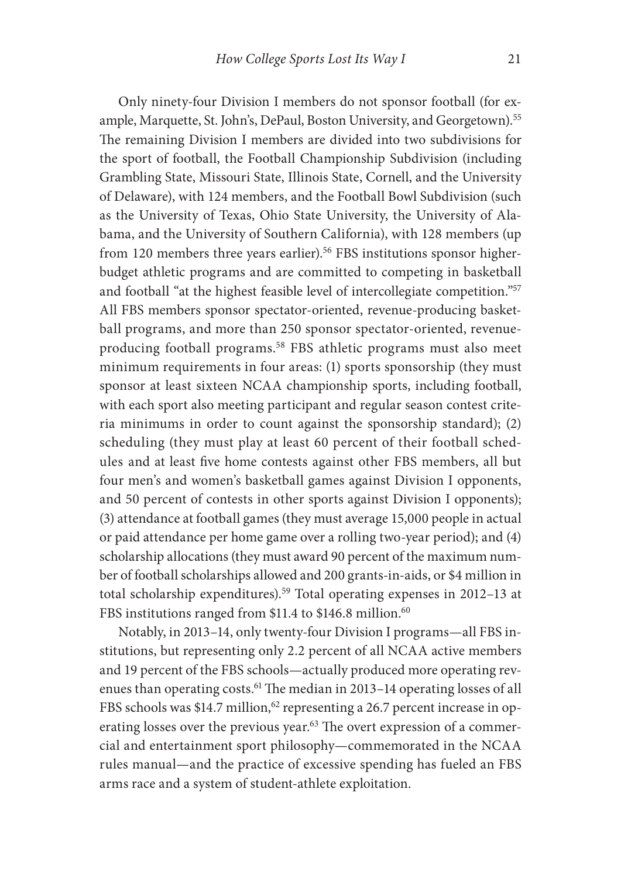Only ninety-four Division I members do not sponsor football (for example, Marquette, St. John's, DePaul, Boston University, and Georgetown).[55] The remaining Division I members are divided into two subdivisions for the sport of football, the Football Championship Subdivision (including Grambling State, Missouri State, Illinois State, Cornell, and the University of Delaware), with 124 members, and the Football Bowl Subdivision (such as the University of Texas, Ohio State University, the University of Alabama, and the University of Southern California), with 128 members (up from 120 members three years earlier).[56] FBS institutions sponsor higher-budget athletic programs and are committed to competing in basketball and football "at the highest feasible level of intercollegiate competition."[57] All FBS members sponsor spectator-oriented, revenue-producing basketball programs, and more than 250 sponsor spectator-oriented, revenue-producing football programs.[58] FBS athletic programs must also meet minimum requirements in four areas: (1) sports sponsorship (they must sponsor at least sixteen NCAA championship sports, including football, with each sport also meeting participant and regular season contest criteria minimums in order to count against the sponsorship standard); (2) scheduling (they must play at least 60 percent of their football schedules and at least five home contests against other FBS members, all but four men's and women's basketball games against Division I opponents, and 50 percent of contests in other sports against Division I opponents); (3) attendance at football games (they must average 15,000 people in actual or paid attendance per home game over a rolling two-year period); and (4) scholarship allocations (they must award 90 percent of the maximum number of football scholarships allowed and 200 grants-in-aids, or $4 million in total scholarship expenditures).[59] Total operating expenses in 2012–13 at FBS institutions ranged from $11.4 to $146.8 million.[60]

Notably, in 2013–14, only twenty-four Division I programs—all FBS institutions, but representing only 2.2 percent of all NCAA active members and 19 percent of the FBS schools—actually produced more operating revenues than operating costs.[61] The median in 2013–14 operating losses of all FBS schools was $14.7 million,[62] representing a 26.7 percent increase in operating losses over the previous year.[63] The overt expression of a commercial and entertainment sport philosophy—commemorated in the NCAA rules manual—and the practice of excessive spending has fueled an FBS arms race and a system of student-athlete exploitation.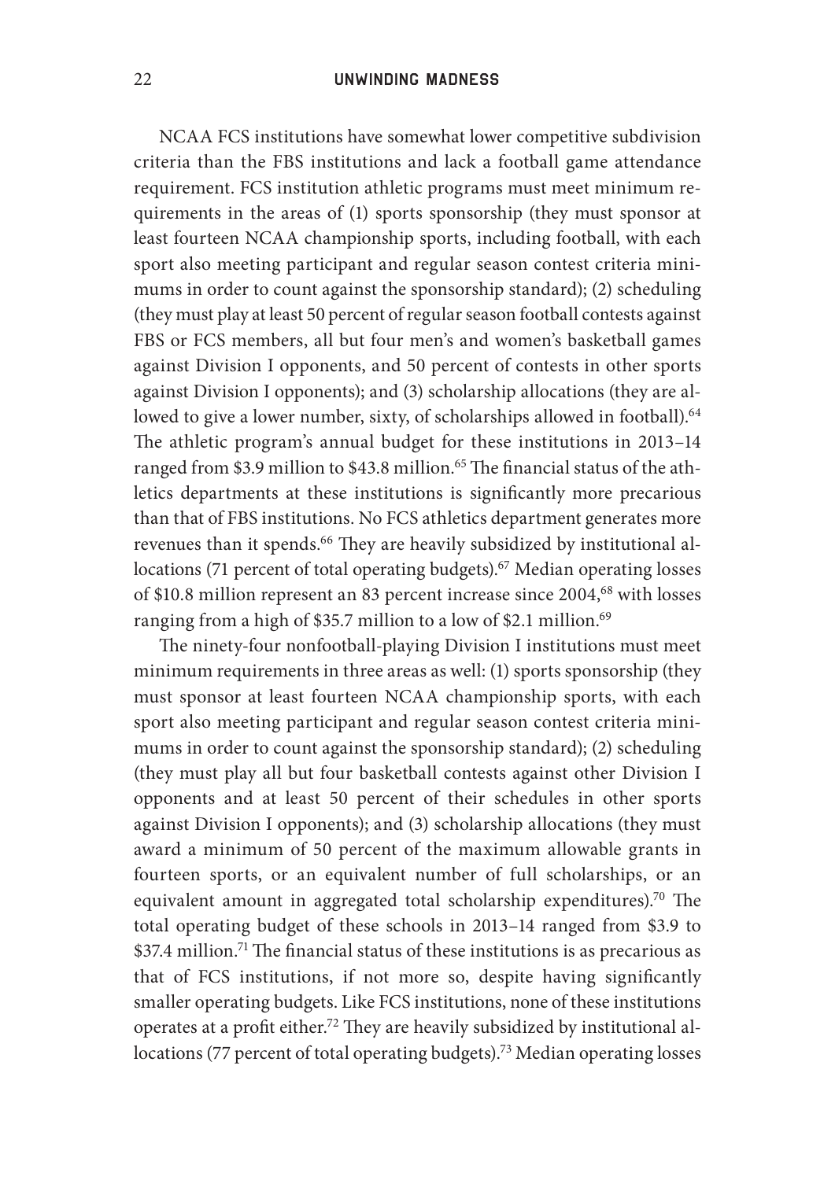NCAA FCS institutions have somewhat lower competitive subdivision criteria than the FBS institutions and lack a football game attendance requirement. FCS institution athletic programs must meet minimum requirements in the areas of (1) sports sponsorship (they must sponsor at least fourteen NCAA championship sports, including football, with each sport also meeting participant and regular season contest criteria minimums in order to count against the sponsorship standard); (2) scheduling (they must play at least 50 percent of regular season football contests against FBS or FCS members, all but four men's and women's basketball games against Division I opponents, and 50 percent of contests in other sports against Division I opponents); and (3) scholarship allocations (they are allowed to give a lower number, sixty, of scholarships allowed in football).[64] The athletic program's annual budget for these institutions in 2013–14 ranged from \$3.9 million to \$43.8 million.[65] The financial status of the athletics departments at these institutions is significantly more precarious than that of FBS institutions. No FCS athletics department generates more revenues than it spends.[66] They are heavily subsidized by institutional allocations (71 percent of total operating budgets).[67] Median operating losses of \$10.8 million represent an 83 percent increase since 2004,[68] with losses ranging from a high of \$35.7 million to a low of \$2.1 million.[69]

The ninety-four nonfootball-playing Division I institutions must meet minimum requirements in three areas as well: (1) sports sponsorship (they must sponsor at least fourteen NCAA championship sports, with each sport also meeting participant and regular season contest criteria minimums in order to count against the sponsorship standard); (2) scheduling (they must play all but four basketball contests against other Division I opponents and at least 50 percent of their schedules in other sports against Division I opponents); and (3) scholarship allocations (they must award a minimum of 50 percent of the maximum allowable grants in fourteen sports, or an equivalent number of full scholarships, or an equivalent amount in aggregated total scholarship expenditures).[70] The total operating budget of these schools in 2013–14 ranged from \$3.9 to \$37.4 million.[71] The financial status of these institutions is as precarious as that of FCS institutions, if not more so, despite having significantly smaller operating budgets. Like FCS institutions, none of these institutions operates at a profit either.[72] They are heavily subsidized by institutional allocations (77 percent of total operating budgets).[73] Median operating losses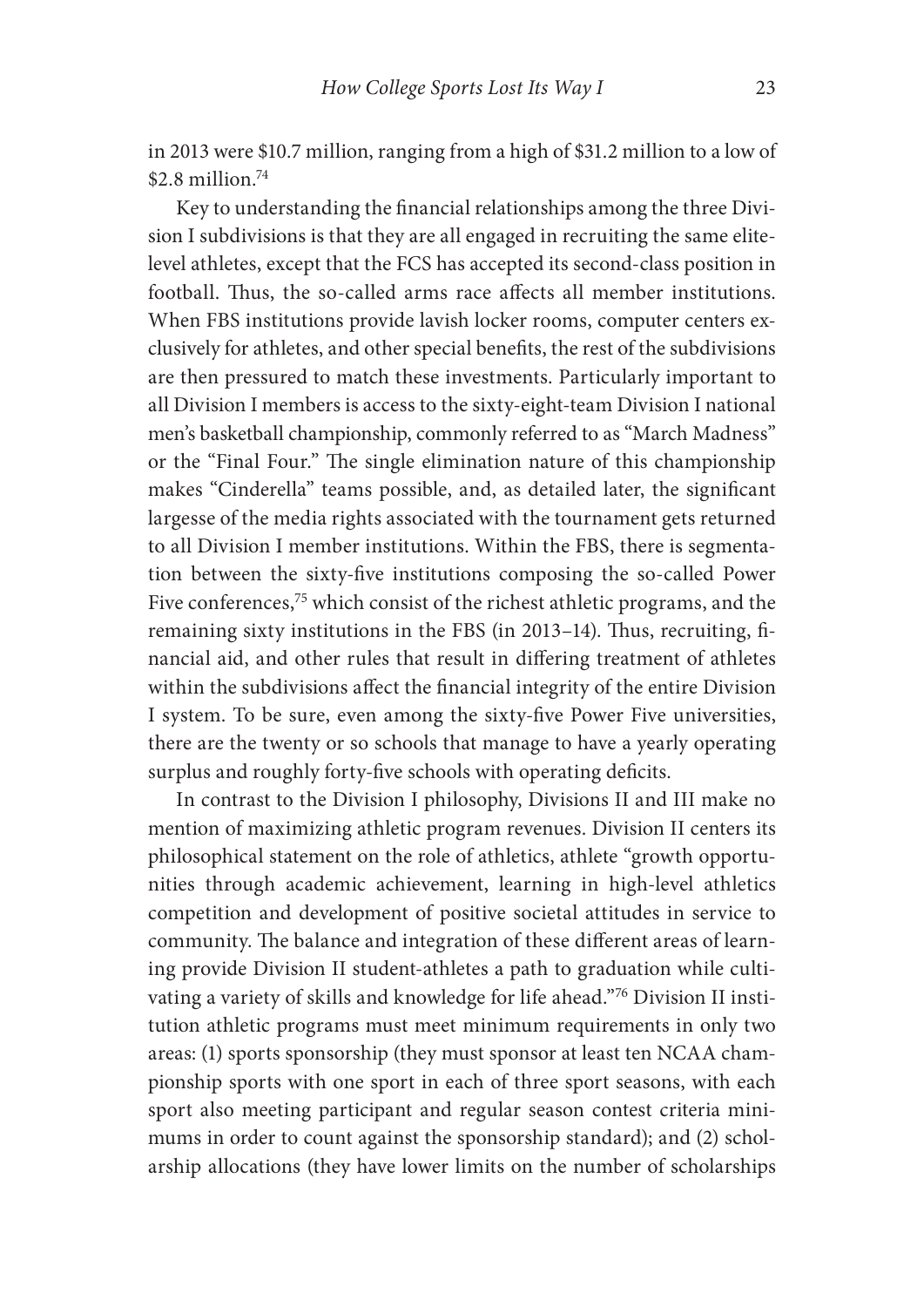in 2013 were $10.7 million, ranging from a high of $31.2 million to a low of $2.8 million.[74]

Key to understanding the financial relationships among the three Division I subdivisions is that they are all engaged in recruiting the same elite-level athletes, except that the FCS has accepted its second-class position in football. Thus, the so-called arms race affects all member institutions. When FBS institutions provide lavish locker rooms, computer centers exclusively for athletes, and other special benefits, the rest of the subdivisions are then pressured to match these investments. Particularly important to all Division I members is access to the sixty-eight-team Division I national men's basketball championship, commonly referred to as "March Madness" or the "Final Four." The single elimination nature of this championship makes "Cinderella" teams possible, and, as detailed later, the significant largesse of the media rights associated with the tournament gets returned to all Division I member institutions. Within the FBS, there is segmentation between the sixty-five institutions composing the so-called Power Five conferences,[75] which consist of the richest athletic programs, and the remaining sixty institutions in the FBS (in 2013–14). Thus, recruiting, financial aid, and other rules that result in differing treatment of athletes within the subdivisions affect the financial integrity of the entire Division I system. To be sure, even among the sixty-five Power Five universities, there are the twenty or so schools that manage to have a yearly operating surplus and roughly forty-five schools with operating deficits.

In contrast to the Division I philosophy, Divisions II and III make no mention of maximizing athletic program revenues. Division II centers its philosophical statement on the role of athletics, athlete "growth opportunities through academic achievement, learning in high-level athletics competition and development of positive societal attitudes in service to community. The balance and integration of these different areas of learning provide Division II student-athletes a path to graduation while cultivating a variety of skills and knowledge for life ahead."[76] Division II institution athletic programs must meet minimum requirements in only two areas: (1) sports sponsorship (they must sponsor at least ten NCAA championship sports with one sport in each of three sport seasons, with each sport also meeting participant and regular season contest criteria minimums in order to count against the sponsorship standard); and (2) scholarship allocations (they have lower limits on the number of scholarships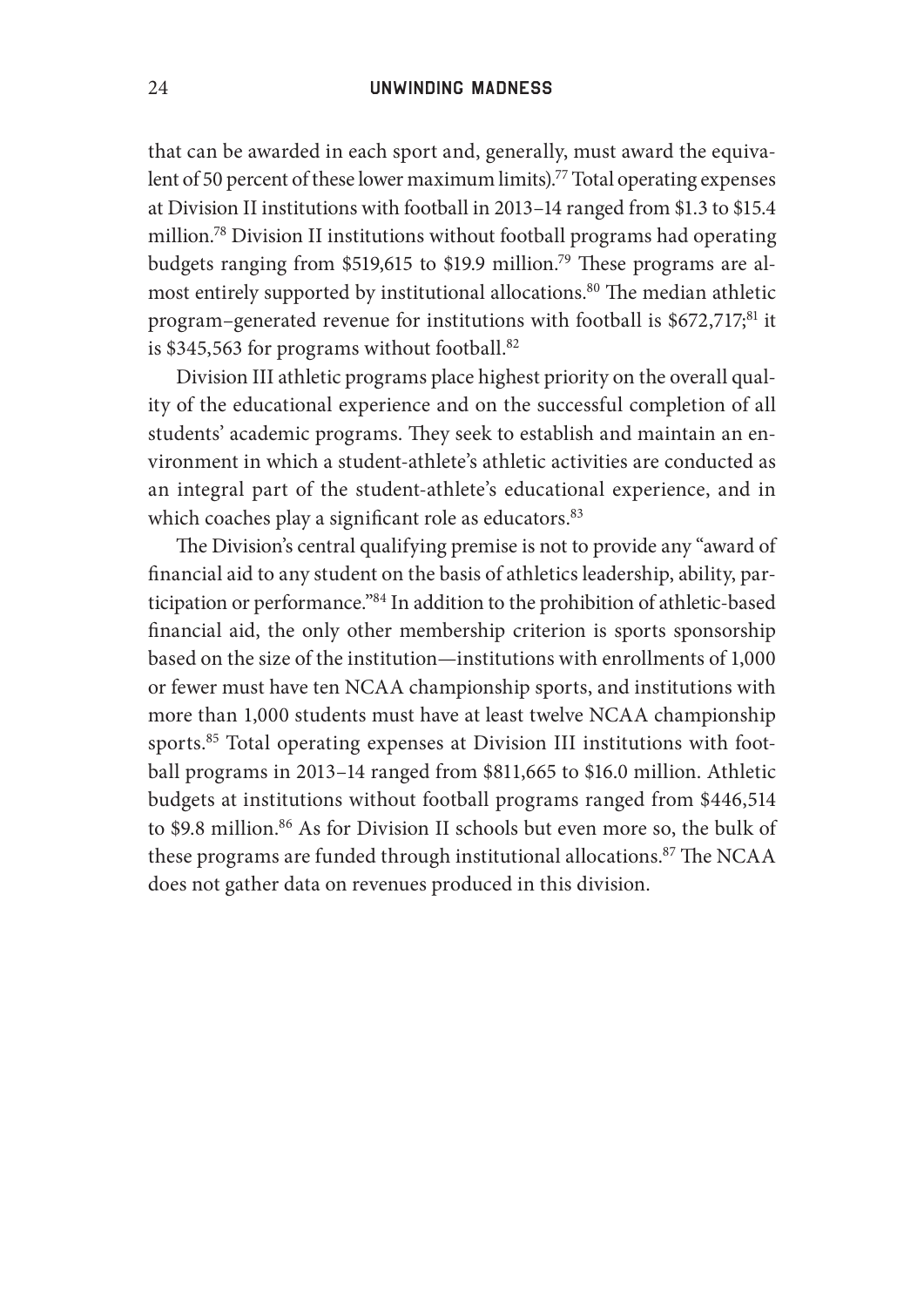that can be awarded in each sport and, generally, must award the equivalent of 50 percent of these lower maximum limits).[77] Total operating expenses at Division II institutions with football in 2013–14 ranged from $1.3 to $15.4 million.[78] Division II institutions without football programs had operating budgets ranging from $519,615 to $19.9 million.[79] These programs are almost entirely supported by institutional allocations.[80] The median athletic program–generated revenue for institutions with football is $672,717;[81] it is $345,563 for programs without football.[82]

Division III athletic programs place highest priority on the overall quality of the educational experience and on the successful completion of all students' academic programs. They seek to establish and maintain an environment in which a student-athlete's athletic activities are conducted as an integral part of the student-athlete's educational experience, and in which coaches play a significant role as educators.[83]

The Division's central qualifying premise is not to provide any "award of financial aid to any student on the basis of athletics leadership, ability, participation or performance."[84] In addition to the prohibition of athletic-based financial aid, the only other membership criterion is sports sponsorship based on the size of the institution—institutions with enrollments of 1,000 or fewer must have ten NCAA championship sports, and institutions with more than 1,000 students must have at least twelve NCAA championship sports.[85] Total operating expenses at Division III institutions with football programs in 2013–14 ranged from $811,665 to $16.0 million. Athletic budgets at institutions without football programs ranged from $446,514 to $9.8 million.[86] As for Division II schools but even more so, the bulk of these programs are funded through institutional allocations.[87] The NCAA does not gather data on revenues produced in this division.